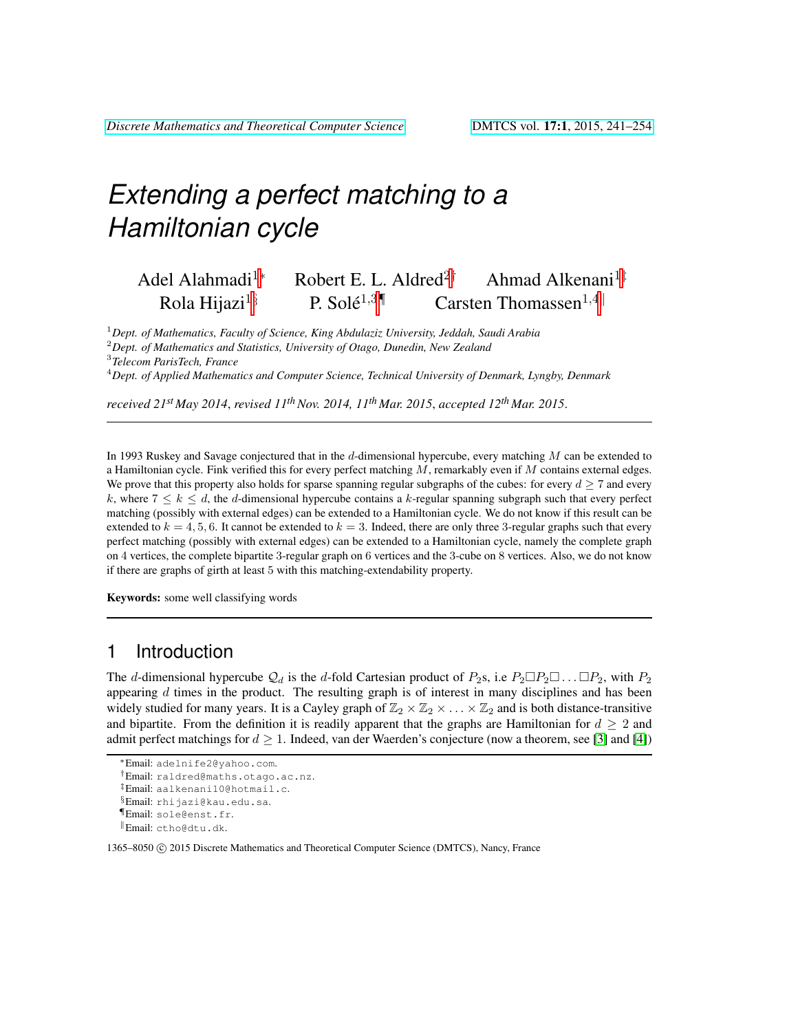# Extending a perfect matching to a Hamiltonian cycle

Adel Alahmadi[1]* Robert E. L. Aldred[2]† Ahmad Alkenani[1]‡ Rola Hijazi[1]§ P. Solé[1,3]¶ Carsten Thomassen[1,4]‖

[1] *Dept. of Mathematics, Faculty of Science, King Abdulaziz University, Jeddah, Saudi Arabia*
[2] *Dept. of Mathematics and Statistics, University of Otago, Dunedin, New Zealand*
[3] *Telecom ParisTech, France*
[4] *Dept. of Applied Mathematics and Computer Science, Technical University of Denmark, Lyngby, Denmark*

*received 21st May 2014, revised 11th Nov. 2014, 11th Mar. 2015, accepted 12th Mar. 2015.*

---

In 1993 Ruskey and Savage conjectured that in the $d$-dimensional hypercube, every matching $M$ can be extended to a Hamiltonian cycle. Fink verified this for every perfect matching $M$, remarkably even if $M$ contains external edges. We prove that this property also holds for sparse spanning regular subgraphs of the cubes: for every $d \geq 7$ and every $k$, where $7 \leq k \leq d$, the $d$-dimensional hypercube contains a $k$-regular spanning subgraph such that every perfect matching (possibly with external edges) can be extended to a Hamiltonian cycle. We do not know if this result can be extended to $k = 4, 5, 6$. It cannot be extended to $k = 3$. Indeed, there are only three 3-regular graphs such that every perfect matching (possibly with external edges) can be extended to a Hamiltonian cycle, namely the complete graph on 4 vertices, the complete bipartite 3-regular graph on 6 vertices and the 3-cube on 8 vertices. Also, we do not know if there are graphs of girth at least 5 with this matching-extendability property.

**Keywords:** some well classifying words

---

## 1 Introduction

The $d$-dimensional hypercube $\mathcal{Q}_d$ is the $d$-fold Cartesian product of $P_2$s, i.e $P_2 \square P_2 \square \ldots \square P_2$, with $P_2$ appearing $d$ times in the product. The resulting graph is of interest in many disciplines and has been widely studied for many years. It is a Cayley graph of $\mathbb{Z}_2 \times \mathbb{Z}_2 \times \ldots \times \mathbb{Z}_2$ and is both distance-transitive and bipartite. From the definition it is readily apparent that the graphs are Hamiltonian for $d \geq 2$ and admit perfect matchings for $d \geq 1$. Indeed, van der Waerden's conjecture (now a theorem, see [3] and [4])

---

*Email: adelnife2@yahoo.com.
†Email: raldred@maths.otago.ac.nz.
‡Email: aalkenani10@hotmail.c.
§Email: rhijazi@kau.edu.sa.
¶Email: sole@enst.fr.
‖Email: ctho@dtu.dk.

1365–8050 © 2015 Discrete Mathematics and Theoretical Computer Science (DMTCS), Nancy, France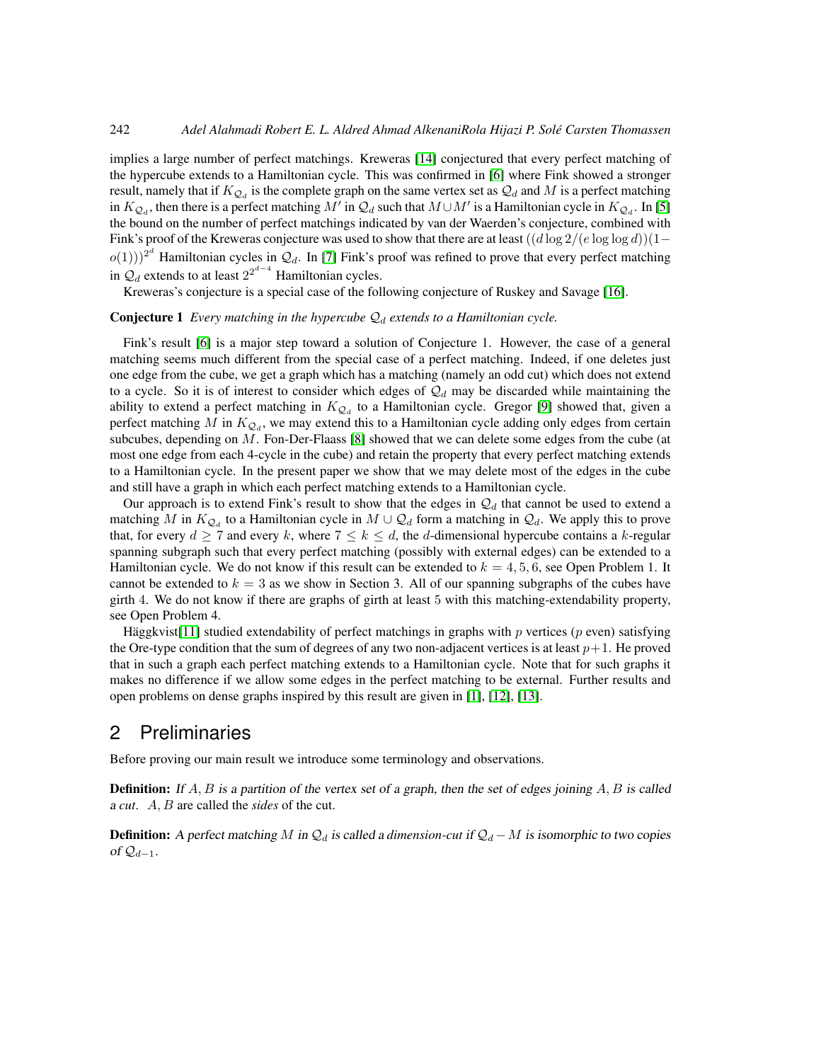implies a large number of perfect matchings. Kreweras [14] conjectured that every perfect matching of the hypercube extends to a Hamiltonian cycle. This was confirmed in [6] where Fink showed a stronger result, namely that if $K_{\mathcal{Q}_d}$ is the complete graph on the same vertex set as $\mathcal{Q}_d$ and $M$ is a perfect matching in $K_{\mathcal{Q}_d}$, then there is a perfect matching $M'$ in $\mathcal{Q}_d$ such that $M \cup M'$ is a Hamiltonian cycle in $K_{\mathcal{Q}_d}$. In [5] the bound on the number of perfect matchings indicated by van der Waerden's conjecture, combined with Fink's proof of the Kreweras conjecture was used to show that there are at least $((d \log 2/(e \log \log d))(1-o(1)))^{2^d}$ Hamiltonian cycles in $\mathcal{Q}_d$. In [7] Fink's proof was refined to prove that every perfect matching in $\mathcal{Q}_d$ extends to at least $2^{2^{d-4}}$ Hamiltonian cycles.

Kreweras's conjecture is a special case of the following conjecture of Ruskey and Savage [16].

**Conjecture 1** *Every matching in the hypercube $\mathcal{Q}_d$ extends to a Hamiltonian cycle.*

Fink's result [6] is a major step toward a solution of Conjecture 1. However, the case of a general matching seems much different from the special case of a perfect matching. Indeed, if one deletes just one edge from the cube, we get a graph which has a matching (namely an odd cut) which does not extend to a cycle. So it is of interest to consider which edges of $\mathcal{Q}_d$ may be discarded while maintaining the ability to extend a perfect matching in $K_{\mathcal{Q}_d}$ to a Hamiltonian cycle. Gregor [9] showed that, given a perfect matching $M$ in $K_{\mathcal{Q}_d}$, we may extend this to a Hamiltonian cycle adding only edges from certain subcubes, depending on $M$. Fon-Der-Flaass [8] showed that we can delete some edges from the cube (at most one edge from each 4-cycle in the cube) and retain the property that every perfect matching extends to a Hamiltonian cycle. In the present paper we show that we may delete most of the edges in the cube and still have a graph in which each perfect matching extends to a Hamiltonian cycle.

Our approach is to extend Fink's result to show that the edges in $\mathcal{Q}_d$ that cannot be used to extend a matching $M$ in $K_{\mathcal{Q}_d}$ to a Hamiltonian cycle in $M \cup \mathcal{Q}_d$ form a matching in $\mathcal{Q}_d$. We apply this to prove that, for every $d \geq 7$ and every $k$, where $7 \leq k \leq d$, the $d$-dimensional hypercube contains a $k$-regular spanning subgraph such that every perfect matching (possibly with external edges) can be extended to a Hamiltonian cycle. We do not know if this result can be extended to $k = 4, 5, 6$, see Open Problem 1. It cannot be extended to $k = 3$ as we show in Section 3. All of our spanning subgraphs of the cubes have girth 4. We do not know if there are graphs of girth at least 5 with this matching-extendability property, see Open Problem 4.

Häggkvist[11] studied extendability of perfect matchings in graphs with $p$ vertices ($p$ even) satisfying the Ore-type condition that the sum of degrees of any two non-adjacent vertices is at least $p+1$. He proved that in such a graph each perfect matching extends to a Hamiltonian cycle. Note that for such graphs it makes no difference if we allow some edges in the perfect matching to be external. Further results and open problems on dense graphs inspired by this result are given in [1], [12], [13].

## 2 Preliminaries

Before proving our main result we introduce some terminology and observations.

**Definition:** If $A, B$ is a partition of the vertex set of a graph, then the set of edges joining $A, B$ is called *a cut*. $A, B$ are called the *sides* of the cut.

**Definition:** A perfect matching $M$ in $\mathcal{Q}_d$ is called a *dimension-cut* if $\mathcal{Q}_d - M$ is isomorphic to two copies of $\mathcal{Q}_{d-1}$.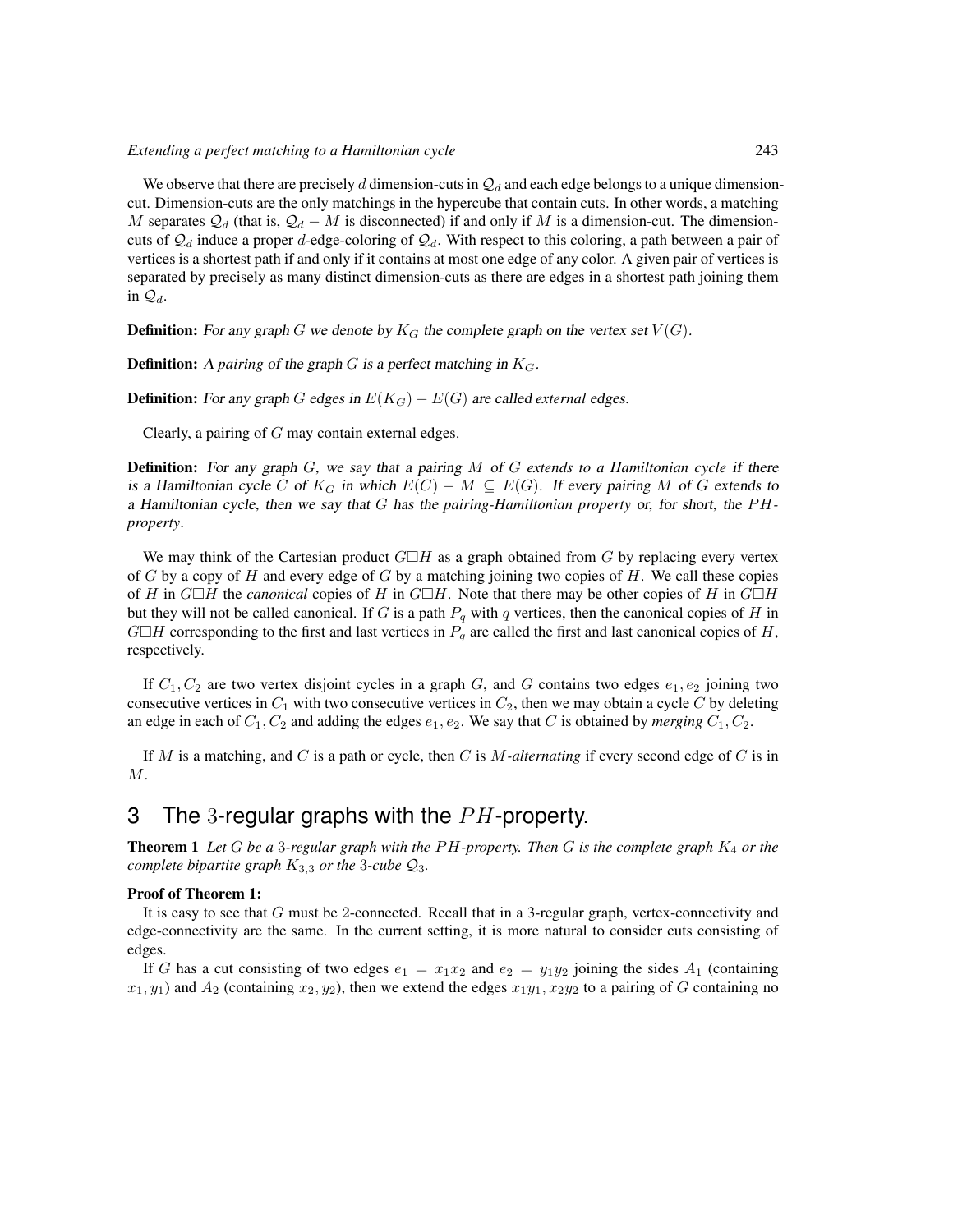We observe that there are precisely $d$ dimension-cuts in $\mathcal{Q}_d$ and each edge belongs to a unique dimension-cut. Dimension-cuts are the only matchings in the hypercube that contain cuts. In other words, a matching $M$ separates $\mathcal{Q}_d$ (that is, $\mathcal{Q}_d - M$ is disconnected) if and only if $M$ is a dimension-cut. The dimension-cuts of $\mathcal{Q}_d$ induce a proper $d$-edge-coloring of $\mathcal{Q}_d$. With respect to this coloring, a path between a pair of vertices is a shortest path if and only if it contains at most one edge of any color. A given pair of vertices is separated by precisely as many distinct dimension-cuts as there are edges in a shortest path joining them in $\mathcal{Q}_d$.

**Definition:** *For any graph $G$ we denote by $K_G$ the complete graph on the vertex set $V(G)$.*

**Definition:** *A pairing of the graph $G$ is a perfect matching in $K_G$.*

**Definition:** *For any graph $G$ edges in $E(K_G) - E(G)$ are called external edges.*

Clearly, a pairing of $G$ may contain external edges.

**Definition:** *For any graph $G$, we say that a pairing $M$ of $G$ extends to a Hamiltonian cycle if there is a Hamiltonian cycle $C$ of $K_G$ in which $E(C) - M \subseteq E(G)$. If every pairing $M$ of $G$ extends to a Hamiltonian cycle, then we say that $G$ has the pairing-Hamiltonian property or, for short, the $PH$-property.*

We may think of the Cartesian product $G \square H$ as a graph obtained from $G$ by replacing every vertex of $G$ by a copy of $H$ and every edge of $G$ by a matching joining two copies of $H$. We call these copies of $H$ in $G \square H$ the *canonical* copies of $H$ in $G \square H$. Note that there may be other copies of $H$ in $G \square H$ but they will not be called canonical. If $G$ is a path $P_q$ with $q$ vertices, then the canonical copies of $H$ in $G \square H$ corresponding to the first and last vertices in $P_q$ are called the first and last canonical copies of $H$, respectively.

If $C_1, C_2$ are two vertex disjoint cycles in a graph $G$, and $G$ contains two edges $e_1, e_2$ joining two consecutive vertices in $C_1$ with two consecutive vertices in $C_2$, then we may obtain a cycle $C$ by deleting an edge in each of $C_1, C_2$ and adding the edges $e_1, e_2$. We say that $C$ is obtained by *merging* $C_1, C_2$.

If $M$ is a matching, and $C$ is a path or cycle, then $C$ is *$M$-alternating* if every second edge of $C$ is in $M$.

## 3 The 3-regular graphs with the $PH$-property.

**Theorem 1** *Let $G$ be a 3-regular graph with the $PH$-property. Then $G$ is the complete graph $K_4$ or the complete bipartite graph $K_{3,3}$ or the 3-cube $\mathcal{Q}_3$.*

**Proof of Theorem 1:**

It is easy to see that $G$ must be 2-connected. Recall that in a 3-regular graph, vertex-connectivity and edge-connectivity are the same. In the current setting, it is more natural to consider cuts consisting of edges.

If $G$ has a cut consisting of two edges $e_1 = x_1x_2$ and $e_2 = y_1y_2$ joining the sides $A_1$ (containing $x_1, y_1$) and $A_2$ (containing $x_2, y_2$), then we extend the edges $x_1y_1, x_2y_2$ to a pairing of $G$ containing no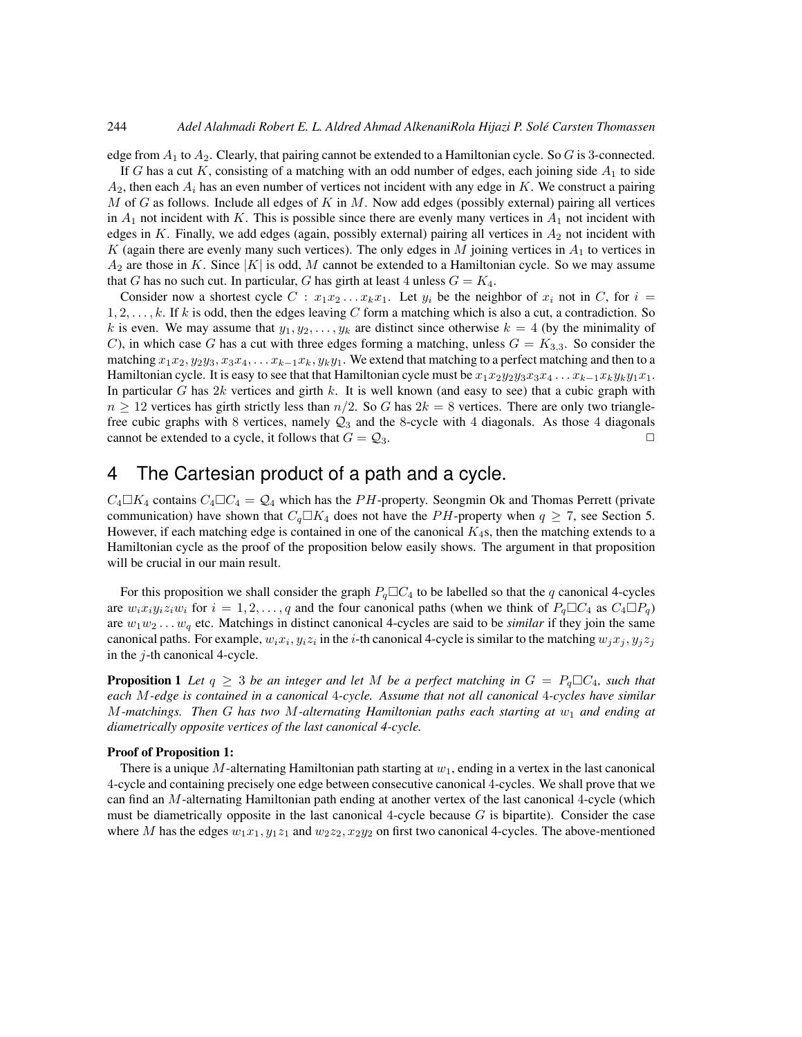edge from $A_1$ to $A_2$. Clearly, that pairing cannot be extended to a Hamiltonian cycle. So $G$ is 3-connected.

If $G$ has a cut $K$, consisting of a matching with an odd number of edges, each joining side $A_1$ to side $A_2$, then each $A_i$ has an even number of vertices not incident with any edge in $K$. We construct a pairing $M$ of $G$ as follows. Include all edges of $K$ in $M$. Now add edges (possibly external) pairing all vertices in $A_1$ not incident with $K$. This is possible since there are evenly many vertices in $A_1$ not incident with edges in $K$. Finally, we add edges (again, possibly external) pairing all vertices in $A_2$ not incident with $K$ (again there are evenly many such vertices). The only edges in $M$ joining vertices in $A_1$ to vertices in $A_2$ are those in $K$. Since $|K|$ is odd, $M$ cannot be extended to a Hamiltonian cycle. So we may assume that $G$ has no such cut. In particular, $G$ has girth at least 4 unless $G = K_4$.

Consider now a shortest cycle $C : x_1x_2 \dots x_kx_1$. Let $y_i$ be the neighbor of $x_i$ not in $C$, for $i = 1, 2, \dots, k$. If $k$ is odd, then the edges leaving $C$ form a matching which is also a cut, a contradiction. So $k$ is even. We may assume that $y_1, y_2, \dots, y_k$ are distinct since otherwise $k = 4$ (by the minimality of $C$), in which case $G$ has a cut with three edges forming a matching, unless $G = K_{3,3}$. So consider the matching $x_1x_2, y_2y_3, x_3x_4, \dots x_{k-1}x_k, y_ky_1$. We extend that matching to a perfect matching and then to a Hamiltonian cycle. It is easy to see that that Hamiltonian cycle must be $x_1x_2y_2y_3x_3x_4 \dots x_{k-1}x_ky_ky_1x_1$. In particular $G$ has $2k$ vertices and girth $k$. It is well known (and easy to see) that a cubic graph with $n \geq 12$ vertices has girth strictly less than $n/2$. So $G$ has $2k = 8$ vertices. There are only two triangle-free cubic graphs with 8 vertices, namely $\mathcal{Q}_3$ and the 8-cycle with 4 diagonals. As those 4 diagonals cannot be extended to a cycle, it follows that $G = \mathcal{Q}_3$. ◻

## 4 The Cartesian product of a path and a cycle.

$C_4 \square K_4$ contains $C_4 \square C_4 = \mathcal{Q}_4$ which has the $PH$-property. Seongmin Ok and Thomas Perrett (private communication) have shown that $C_q \square K_4$ does not have the $PH$-property when $q \geq 7$, see Section 5. However, if each matching edge is contained in one of the canonical $K_4$s, then the matching extends to a Hamiltonian cycle as the proof of the proposition below easily shows. The argument in that proposition will be crucial in our main result.

For this proposition we shall consider the graph $P_q \square C_4$ to be labelled so that the $q$ canonical 4-cycles are $w_ix_iy_iz_iw_i$ for $i = 1, 2, \dots, q$ and the four canonical paths (when we think of $P_q \square C_4$ as $C_4 \square P_q$) are $w_1w_2 \dots w_q$ etc. Matchings in distinct canonical 4-cycles are said to be *similar* if they join the same canonical paths. For example, $w_ix_i, y_iz_i$ in the $i$-th canonical 4-cycle is similar to the matching $w_jx_j, y_jz_j$ in the $j$-th canonical 4-cycle.

**Proposition 1** *Let $q \geq 3$ be an integer and let $M$ be a perfect matching in $G = P_q \square C_4$, such that each $M$-edge is contained in a canonical 4-cycle. Assume that not all canonical 4-cycles have similar $M$-matchings. Then $G$ has two $M$-alternating Hamiltonian paths each starting at $w_1$ and ending at diametrically opposite vertices of the last canonical 4-cycle.*

**Proof of Proposition 1:**

There is a unique $M$-alternating Hamiltonian path starting at $w_1$, ending in a vertex in the last canonical 4-cycle and containing precisely one edge between consecutive canonical 4-cycles. We shall prove that we can find an $M$-alternating Hamiltonian path ending at another vertex of the last canonical 4-cycle (which must be diametrically opposite in the last canonical 4-cycle because $G$ is bipartite). Consider the case where $M$ has the edges $w_1x_1, y_1z_1$ and $w_2z_2, x_2y_2$ on first two canonical 4-cycles. The above-mentioned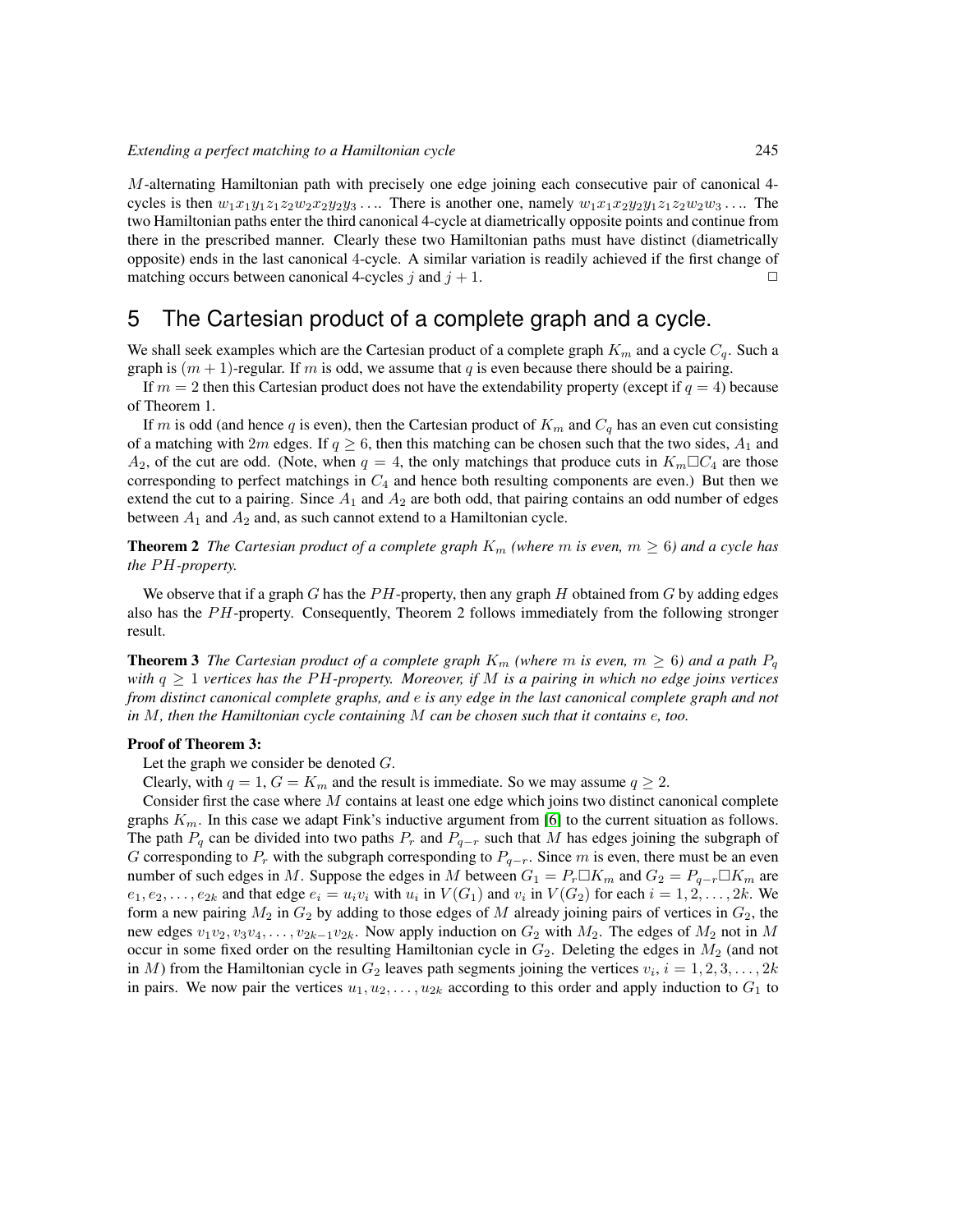$M$-alternating Hamiltonian path with precisely one edge joining each consecutive pair of canonical 4-cycles is then $w_1x_1y_1z_1z_2w_2x_2y_2y_3\ldots$. There is another one, namely $w_1x_1x_2y_2y_1z_1z_2w_2w_3\ldots$. The two Hamiltonian paths enter the third canonical 4-cycle at diametrically opposite points and continue from there in the prescribed manner. Clearly these two Hamiltonian paths must have distinct (diametrically opposite) ends in the last canonical 4-cycle. A similar variation is readily achieved if the first change of matching occurs between canonical 4-cycles $j$ and $j+1$. □

## 5 The Cartesian product of a complete graph and a cycle.

We shall seek examples which are the Cartesian product of a complete graph $K_m$ and a cycle $C_q$. Such a graph is $(m+1)$-regular. If $m$ is odd, we assume that $q$ is even because there should be a pairing.

If $m = 2$ then this Cartesian product does not have the extendability property (except if $q = 4$) because of Theorem 1.

If $m$ is odd (and hence $q$ is even), then the Cartesian product of $K_m$ and $C_q$ has an even cut consisting of a matching with $2m$ edges. If $q \geq 6$, then this matching can be chosen such that the two sides, $A_1$ and $A_2$, of the cut are odd. (Note, when $q = 4$, the only matchings that produce cuts in $K_m \square C_4$ are those corresponding to perfect matchings in $C_4$ and hence both resulting components are even.) But then we extend the cut to a pairing. Since $A_1$ and $A_2$ are both odd, that pairing contains an odd number of edges between $A_1$ and $A_2$ and, as such cannot extend to a Hamiltonian cycle.

**Theorem 2** *The Cartesian product of a complete graph $K_m$ (where $m$ is even, $m \geq 6$) and a cycle has the $PH$-property.*

We observe that if a graph $G$ has the $PH$-property, then any graph $H$ obtained from $G$ by adding edges also has the $PH$-property. Consequently, Theorem 2 follows immediately from the following stronger result.

**Theorem 3** *The Cartesian product of a complete graph $K_m$ (where $m$ is even, $m \geq 6$) and a path $P_q$ with $q \geq 1$ vertices has the $PH$-property. Moreover, if $M$ is a pairing in which no edge joins vertices from distinct canonical complete graphs, and $e$ is any edge in the last canonical complete graph and not in $M$, then the Hamiltonian cycle containing $M$ can be chosen such that it contains $e$, too.*

**Proof of Theorem 3:**

Let the graph we consider be denoted $G$.

Clearly, with $q = 1$, $G = K_m$ and the result is immediate. So we may assume $q \geq 2$.

Consider first the case where $M$ contains at least one edge which joins two distinct canonical complete graphs $K_m$. In this case we adapt Fink's inductive argument from [6] to the current situation as follows. The path $P_q$ can be divided into two paths $P_r$ and $P_{q-r}$ such that $M$ has edges joining the subgraph of $G$ corresponding to $P_r$ with the subgraph corresponding to $P_{q-r}$. Since $m$ is even, there must be an even number of such edges in $M$. Suppose the edges in $M$ between $G_1 = P_r \square K_m$ and $G_2 = P_{q-r} \square K_m$ are $e_1, e_2, \ldots, e_{2k}$ and that edge $e_i = u_iv_i$ with $u_i$ in $V(G_1)$ and $v_i$ in $V(G_2)$ for each $i = 1, 2, \ldots, 2k$. We form a new pairing $M_2$ in $G_2$ by adding to those edges of $M$ already joining pairs of vertices in $G_2$, the new edges $v_1v_2, v_3v_4, \ldots, v_{2k-1}v_{2k}$. Now apply induction on $G_2$ with $M_2$. The edges of $M_2$ not in $M$ occur in some fixed order on the resulting Hamiltonian cycle in $G_2$. Deleting the edges in $M_2$ (and not in $M$) from the Hamiltonian cycle in $G_2$ leaves path segments joining the vertices $v_i$, $i = 1, 2, 3, \ldots, 2k$ in pairs. We now pair the vertices $u_1, u_2, \ldots, u_{2k}$ according to this order and apply induction to $G_1$ to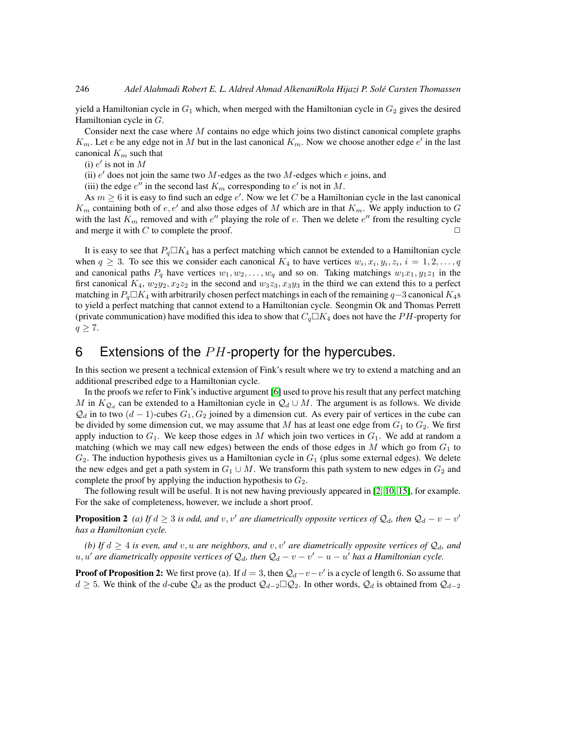yield a Hamiltonian cycle in $G_1$ which, when merged with the Hamiltonian cycle in $G_2$ gives the desired Hamiltonian cycle in $G$.

Consider next the case where $M$ contains no edge which joins two distinct canonical complete graphs $K_m$. Let $e$ be any edge not in $M$ but in the last canonical $K_m$. Now we choose another edge $e'$ in the last canonical $K_m$ such that

(i) $e'$ is not in $M$

(ii) $e'$ does not join the same two $M$-edges as the two $M$-edges which $e$ joins, and

(iii) the edge $e''$ in the second last $K_m$ corresponding to $e'$ is not in $M$.

As $m \geq 6$ it is easy to find such an edge $e'$. Now we let $C$ be a Hamiltonian cycle in the last canonical $K_m$ containing both of $e, e'$ and also those edges of $M$ which are in that $K_m$. We apply induction to $G$ with the last $K_m$ removed and with $e''$ playing the role of $e$. Then we delete $e''$ from the resulting cycle and merge it with $C$ to complete the proof. □

It is easy to see that $P_q \square K_4$ has a perfect matching which cannot be extended to a Hamiltonian cycle when $q \geq 3$. To see this we consider each canonical $K_4$ to have vertices $w_i, x_i, y_i, z_i$, $i = 1, 2, \ldots, q$ and canonical paths $P_q$ have vertices $w_1, w_2, \ldots, w_q$ and so on. Taking matchings $w_1x_1, y_1z_1$ in the first canonical $K_4$, $w_2y_2, x_2z_2$ in the second and $w_3z_3, x_3y_3$ in the third we can extend this to a perfect matching in $P_q \square K_4$ with arbitrarily chosen perfect matchings in each of the remaining $q-3$ canonical $K_4$s to yield a perfect matching that cannot extend to a Hamiltonian cycle. Seongmin Ok and Thomas Perrett (private communication) have modified this idea to show that $C_q \square K_4$ does not have the $PH$-property for $q \geq 7$.

## 6 Extensions of the $PH$-property for the hypercubes.

In this section we present a technical extension of Fink's result where we try to extend a matching and an additional prescribed edge to a Hamiltonian cycle.

In the proofs we refer to Fink's inductive argument [6] used to prove his result that any perfect matching $M$ in $K_{\mathcal{Q}_d}$ can be extended to a Hamiltonian cycle in $\mathcal{Q}_d \cup M$. The argument is as follows. We divide $\mathcal{Q}_d$ in to two $(d-1)$-cubes $G_1, G_2$ joined by a dimension cut. As every pair of vertices in the cube can be divided by some dimension cut, we may assume that $M$ has at least one edge from $G_1$ to $G_2$. We first apply induction to $G_1$. We keep those edges in $M$ which join two vertices in $G_1$. We add at random a matching (which we may call new edges) between the ends of those edges in $M$ which go from $G_1$ to $G_2$. The induction hypothesis gives us a Hamiltonian cycle in $G_1$ (plus some external edges). We delete the new edges and get a path system in $G_1 \cup M$. We transform this path system to new edges in $G_2$ and complete the proof by applying the induction hypothesis to $G_2$.

The following result will be useful. It is not new having previously appeared in [2, 10, 15], for example. For the sake of completeness, however, we include a short proof.

**Proposition 2** *(a) If $d \geq 3$ is odd, and $v, v'$ are diametrically opposite vertices of $\mathcal{Q}_d$, then $\mathcal{Q}_d - v - v'$ has a Hamiltonian cycle.*

*(b) If $d \geq 4$ is even, and $v, u$ are neighbors, and $v, v'$ are diametrically opposite vertices of $\mathcal{Q}_d$, and $u, u'$ are diametrically opposite vertices of $\mathcal{Q}_d$, then $\mathcal{Q}_d - v - v' - u - u'$ has a Hamiltonian cycle.*

**Proof of Proposition 2:** We first prove (a). If $d = 3$, then $\mathcal{Q}_d - v - v'$ is a cycle of length 6. So assume that $d \geq 5$. We think of the $d$-cube $\mathcal{Q}_d$ as the product $\mathcal{Q}_{d-2} \square \mathcal{Q}_2$. In other words, $\mathcal{Q}_d$ is obtained from $\mathcal{Q}_{d-2}$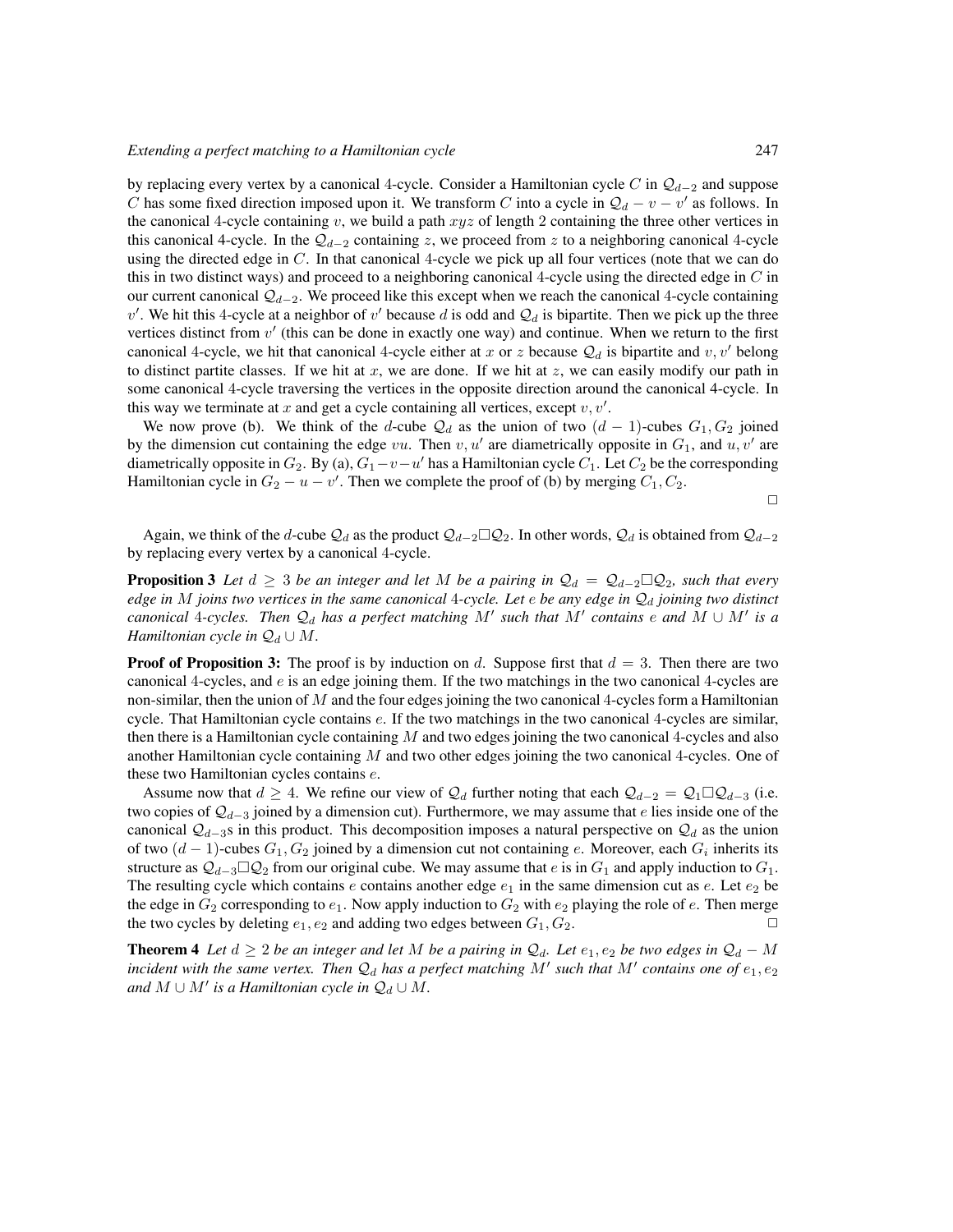by replacing every vertex by a canonical 4-cycle. Consider a Hamiltonian cycle $C$ in $\mathcal{Q}_{d-2}$ and suppose $C$ has some fixed direction imposed upon it. We transform $C$ into a cycle in $\mathcal{Q}_d - v - v'$ as follows. In the canonical 4-cycle containing $v$, we build a path $xyz$ of length 2 containing the three other vertices in this canonical 4-cycle. In the $\mathcal{Q}_{d-2}$ containing $z$, we proceed from $z$ to a neighboring canonical 4-cycle using the directed edge in $C$. In that canonical 4-cycle we pick up all four vertices (note that we can do this in two distinct ways) and proceed to a neighboring canonical 4-cycle using the directed edge in $C$ in our current canonical $\mathcal{Q}_{d-2}$. We proceed like this except when we reach the canonical 4-cycle containing $v'$. We hit this 4-cycle at a neighbor of $v'$ because $d$ is odd and $\mathcal{Q}_d$ is bipartite. Then we pick up the three vertices distinct from $v'$ (this can be done in exactly one way) and continue. When we return to the first canonical 4-cycle, we hit that canonical 4-cycle either at $x$ or $z$ because $\mathcal{Q}_d$ is bipartite and $v, v'$ belong to distinct partite classes. If we hit at $x$, we are done. If we hit at $z$, we can easily modify our path in some canonical 4-cycle traversing the vertices in the opposite direction around the canonical 4-cycle. In this way we terminate at $x$ and get a cycle containing all vertices, except $v, v'$.

We now prove (b). We think of the $d$-cube $\mathcal{Q}_d$ as the union of two $(d-1)$-cubes $G_1, G_2$ joined by the dimension cut containing the edge $vu$. Then $v, u'$ are diametrically opposite in $G_1$, and $u, v'$ are diametrically opposite in $G_2$. By (a), $G_1 - v - u'$ has a Hamiltonian cycle $C_1$. Let $C_2$ be the corresponding Hamiltonian cycle in $G_2 - u - v'$. Then we complete the proof of (b) by merging $C_1, C_2$.

□

Again, we think of the $d$-cube $\mathcal{Q}_d$ as the product $\mathcal{Q}_{d-2}\square\mathcal{Q}_2$. In other words, $\mathcal{Q}_d$ is obtained from $\mathcal{Q}_{d-2}$ by replacing every vertex by a canonical 4-cycle.

**Proposition 3** *Let $d \geq 3$ be an integer and let $M$ be a pairing in $\mathcal{Q}_d = \mathcal{Q}_{d-2}\square\mathcal{Q}_2$, such that every edge in $M$ joins two vertices in the same canonical 4-cycle. Let $e$ be any edge in $\mathcal{Q}_d$ joining two distinct canonical 4-cycles. Then $\mathcal{Q}_d$ has a perfect matching $M'$ such that $M'$ contains $e$ and $M \cup M'$ is a Hamiltonian cycle in $\mathcal{Q}_d \cup M$.*

**Proof of Proposition 3:** The proof is by induction on $d$. Suppose first that $d = 3$. Then there are two canonical 4-cycles, and $e$ is an edge joining them. If the two matchings in the two canonical 4-cycles are non-similar, then the union of $M$ and the four edges joining the two canonical 4-cycles form a Hamiltonian cycle. That Hamiltonian cycle contains $e$. If the two matchings in the two canonical 4-cycles are similar, then there is a Hamiltonian cycle containing $M$ and two edges joining the two canonical 4-cycles and also another Hamiltonian cycle containing $M$ and two other edges joining the two canonical 4-cycles. One of these two Hamiltonian cycles contains $e$.

Assume now that $d \geq 4$. We refine our view of $\mathcal{Q}_d$ further noting that each $\mathcal{Q}_{d-2} = \mathcal{Q}_1\square\mathcal{Q}_{d-3}$ (i.e. two copies of $\mathcal{Q}_{d-3}$ joined by a dimension cut). Furthermore, we may assume that $e$ lies inside one of the canonical $\mathcal{Q}_{d-3}$s in this product. This decomposition imposes a natural perspective on $\mathcal{Q}_d$ as the union of two $(d-1)$-cubes $G_1, G_2$ joined by a dimension cut not containing $e$. Moreover, each $G_i$ inherits its structure as $\mathcal{Q}_{d-3}\square\mathcal{Q}_2$ from our original cube. We may assume that $e$ is in $G_1$ and apply induction to $G_1$. The resulting cycle which contains $e$ contains another edge $e_1$ in the same dimension cut as $e$. Let $e_2$ be the edge in $G_2$ corresponding to $e_1$. Now apply induction to $G_2$ with $e_2$ playing the role of $e$. Then merge the two cycles by deleting $e_1, e_2$ and adding two edges between $G_1, G_2$. □

**Theorem 4** *Let $d \geq 2$ be an integer and let $M$ be a pairing in $\mathcal{Q}_d$. Let $e_1, e_2$ be two edges in $\mathcal{Q}_d - M$ incident with the same vertex. Then $\mathcal{Q}_d$ has a perfect matching $M'$ such that $M'$ contains one of $e_1, e_2$ and $M \cup M'$ is a Hamiltonian cycle in $\mathcal{Q}_d \cup M$.*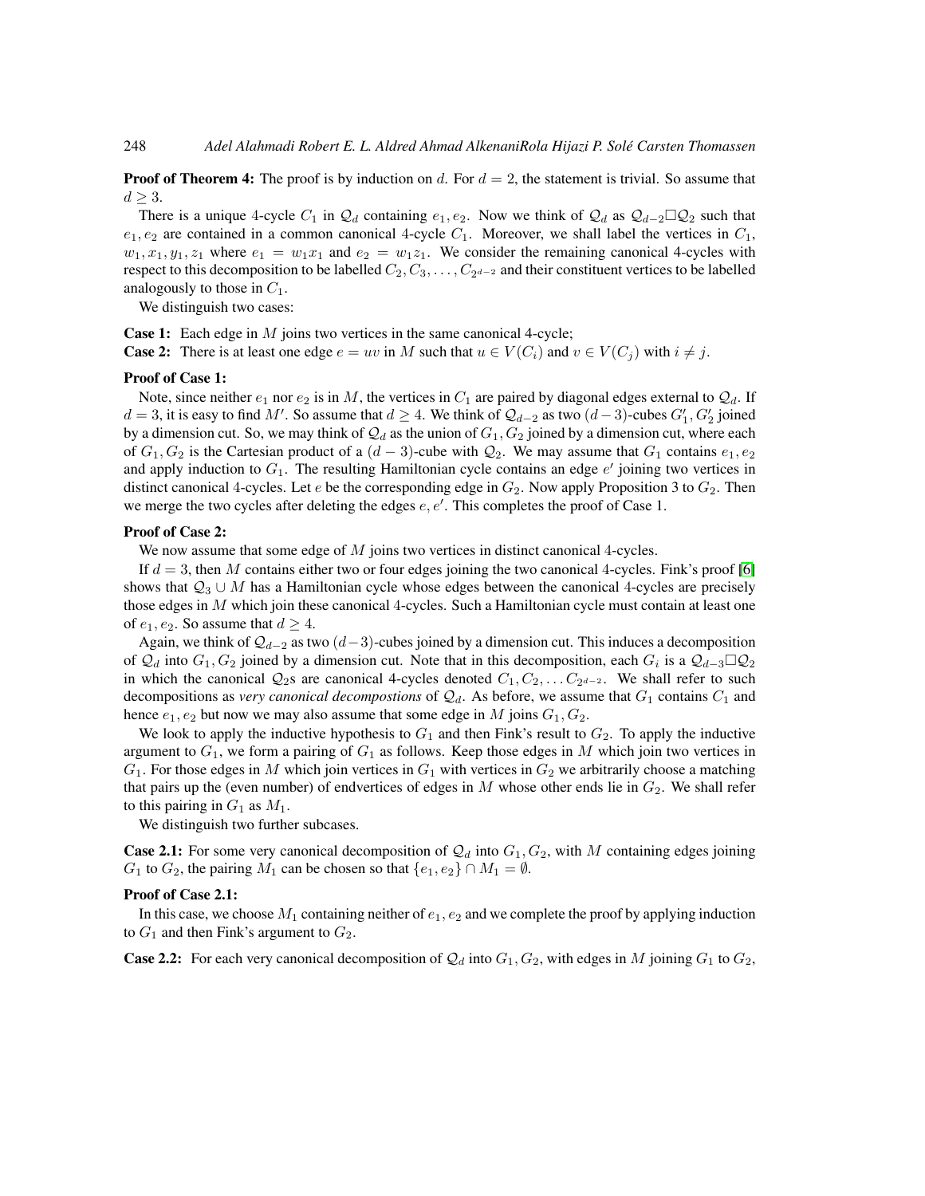**Proof of Theorem 4:** The proof is by induction on $d$. For $d = 2$, the statement is trivial. So assume that $d \geq 3$.

There is a unique 4-cycle $C_1$ in $\mathcal{Q}_d$ containing $e_1, e_2$. Now we think of $\mathcal{Q}_d$ as $\mathcal{Q}_{d-2} \square \mathcal{Q}_2$ such that $e_1, e_2$ are contained in a common canonical 4-cycle $C_1$. Moreover, we shall label the vertices in $C_1$, $w_1, x_1, y_1, z_1$ where $e_1 = w_1x_1$ and $e_2 = w_1z_1$. We consider the remaining canonical 4-cycles with respect to this decomposition to be labelled $C_2, C_3, \ldots, C_{2^{d-2}}$ and their constituent vertices to be labelled analogously to those in $C_1$.

We distinguish two cases:

**Case 1:** Each edge in $M$ joins two vertices in the same canonical 4-cycle;
**Case 2:** There is at least one edge $e = uv$ in $M$ such that $u \in V(C_i)$ and $v \in V(C_j)$ with $i \neq j$.

**Proof of Case 1:**

Note, since neither $e_1$ nor $e_2$ is in $M$, the vertices in $C_1$ are paired by diagonal edges external to $\mathcal{Q}_d$. If $d = 3$, it is easy to find $M'$. So assume that $d \geq 4$. We think of $\mathcal{Q}_{d-2}$ as two $(d-3)$-cubes $G_1', G_2'$ joined by a dimension cut. So, we may think of $\mathcal{Q}_d$ as the union of $G_1, G_2$ joined by a dimension cut, where each of $G_1, G_2$ is the Cartesian product of a $(d-3)$-cube with $\mathcal{Q}_2$. We may assume that $G_1$ contains $e_1, e_2$ and apply induction to $G_1$. The resulting Hamiltonian cycle contains an edge $e'$ joining two vertices in distinct canonical 4-cycles. Let $e$ be the corresponding edge in $G_2$. Now apply Proposition 3 to $G_2$. Then we merge the two cycles after deleting the edges $e, e'$. This completes the proof of Case 1.

**Proof of Case 2:**

We now assume that some edge of $M$ joins two vertices in distinct canonical 4-cycles.

If $d = 3$, then $M$ contains either two or four edges joining the two canonical 4-cycles. Fink's proof [6] shows that $\mathcal{Q}_3 \cup M$ has a Hamiltonian cycle whose edges between the canonical 4-cycles are precisely those edges in $M$ which join these canonical 4-cycles. Such a Hamiltonian cycle must contain at least one of $e_1, e_2$. So assume that $d \geq 4$.

Again, we think of $\mathcal{Q}_{d-2}$ as two $(d-3)$-cubes joined by a dimension cut. This induces a decomposition of $\mathcal{Q}_d$ into $G_1, G_2$ joined by a dimension cut. Note that in this decomposition, each $G_i$ is a $\mathcal{Q}_{d-3} \square \mathcal{Q}_2$ in which the canonical $\mathcal{Q}_2$s are canonical 4-cycles denoted $C_1, C_2, \ldots C_{2^{d-2}}$. We shall refer to such decompositions as *very canonical decompostions* of $\mathcal{Q}_d$. As before, we assume that $G_1$ contains $C_1$ and hence $e_1, e_2$ but now we may also assume that some edge in $M$ joins $G_1, G_2$.

We look to apply the inductive hypothesis to $G_1$ and then Fink's result to $G_2$. To apply the inductive argument to $G_1$, we form a pairing of $G_1$ as follows. Keep those edges in $M$ which join two vertices in $G_1$. For those edges in $M$ which join vertices in $G_1$ with vertices in $G_2$ we arbitrarily choose a matching that pairs up the (even number) of endvertices of edges in $M$ whose other ends lie in $G_2$. We shall refer to this pairing in $G_1$ as $M_1$.

We distinguish two further subcases.

**Case 2.1:** For some very canonical decomposition of $\mathcal{Q}_d$ into $G_1, G_2$, with $M$ containing edges joining $G_1$ to $G_2$, the pairing $M_1$ can be chosen so that $\{e_1, e_2\} \cap M_1 = \emptyset$.

**Proof of Case 2.1:**

In this case, we choose $M_1$ containing neither of $e_1, e_2$ and we complete the proof by applying induction to $G_1$ and then Fink's argument to $G_2$.

**Case 2.2:** For each very canonical decomposition of $\mathcal{Q}_d$ into $G_1, G_2$, with edges in $M$ joining $G_1$ to $G_2$,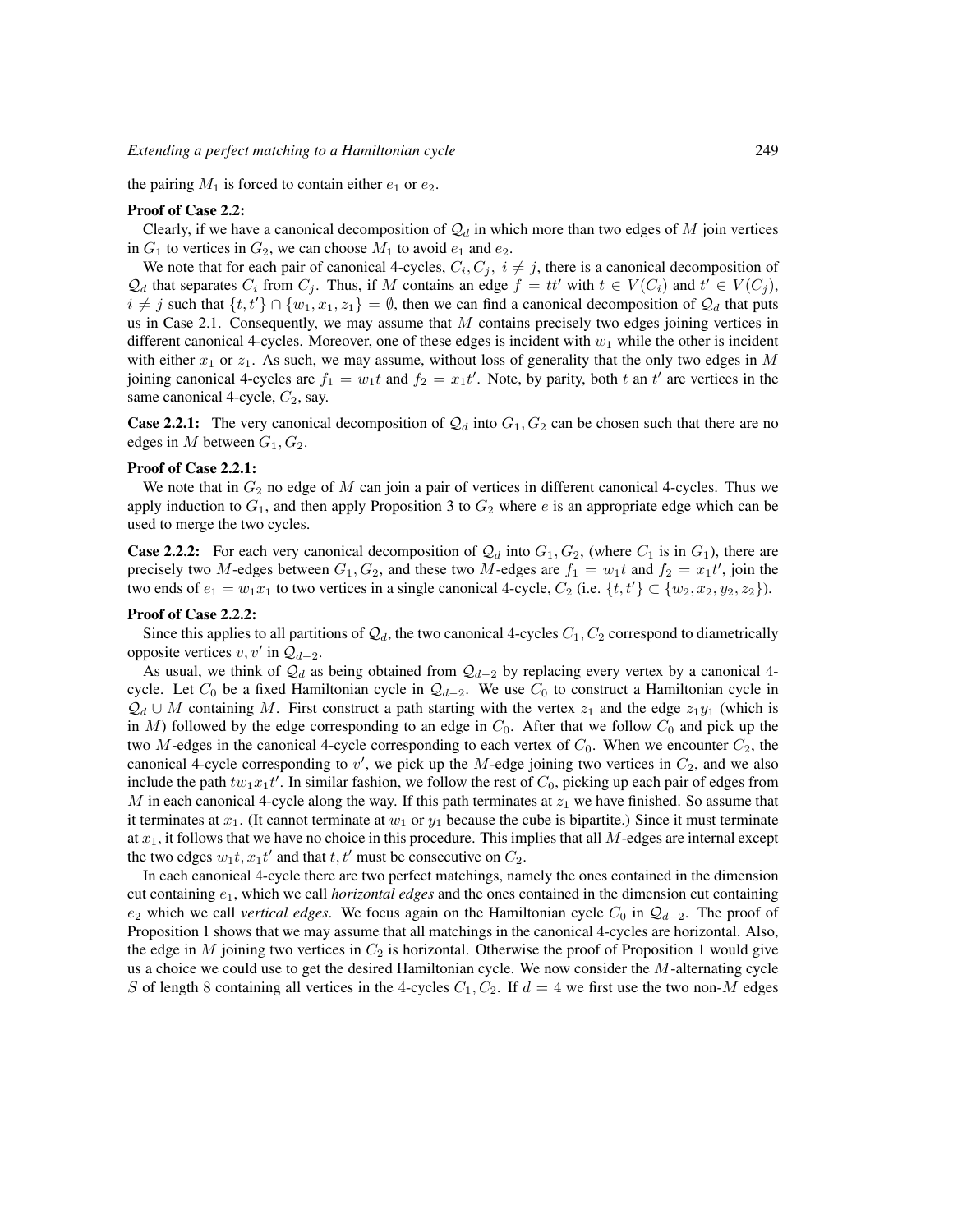the pairing $M_1$ is forced to contain either $e_1$ or $e_2$.

**Proof of Case 2.2:**

Clearly, if we have a canonical decomposition of $\mathcal{Q}_d$ in which more than two edges of $M$ join vertices in $G_1$ to vertices in $G_2$, we can choose $M_1$ to avoid $e_1$ and $e_2$.

We note that for each pair of canonical 4-cycles, $C_i, C_j,\ i \neq j$, there is a canonical decomposition of $\mathcal{Q}_d$ that separates $C_i$ from $C_j$. Thus, if $M$ contains an edge $f = tt'$ with $t \in V(C_i)$ and $t' \in V(C_j)$, $i \neq j$ such that $\{t, t'\} \cap \{w_1, x_1, z_1\} = \emptyset$, then we can find a canonical decomposition of $\mathcal{Q}_d$ that puts us in Case 2.1. Consequently, we may assume that $M$ contains precisely two edges joining vertices in different canonical 4-cycles. Moreover, one of these edges is incident with $w_1$ while the other is incident with either $x_1$ or $z_1$. As such, we may assume, without loss of generality that the only two edges in $M$ joining canonical 4-cycles are $f_1 = w_1 t$ and $f_2 = x_1 t'$. Note, by parity, both $t$ an $t'$ are vertices in the same canonical 4-cycle, $C_2$, say.

**Case 2.2.1:** The very canonical decomposition of $\mathcal{Q}_d$ into $G_1, G_2$ can be chosen such that there are no edges in $M$ between $G_1, G_2$.

**Proof of Case 2.2.1:**

We note that in $G_2$ no edge of $M$ can join a pair of vertices in different canonical 4-cycles. Thus we apply induction to $G_1$, and then apply Proposition 3 to $G_2$ where $e$ is an appropriate edge which can be used to merge the two cycles.

**Case 2.2.2:** For each very canonical decomposition of $\mathcal{Q}_d$ into $G_1, G_2$, (where $C_1$ is in $G_1$), there are precisely two $M$-edges between $G_1, G_2$, and these two $M$-edges are $f_1 = w_1 t$ and $f_2 = x_1 t'$, join the two ends of $e_1 = w_1 x_1$ to two vertices in a single canonical 4-cycle, $C_2$ (i.e. $\{t, t'\} \subset \{w_2, x_2, y_2, z_2\}$).

**Proof of Case 2.2.2:**

Since this applies to all partitions of $\mathcal{Q}_d$, the two canonical 4-cycles $C_1, C_2$ correspond to diametrically opposite vertices $v, v'$ in $\mathcal{Q}_{d-2}$.

As usual, we think of $\mathcal{Q}_d$ as being obtained from $\mathcal{Q}_{d-2}$ by replacing every vertex by a canonical 4-cycle. Let $C_0$ be a fixed Hamiltonian cycle in $\mathcal{Q}_{d-2}$. We use $C_0$ to construct a Hamiltonian cycle in $\mathcal{Q}_d \cup M$ containing $M$. First construct a path starting with the vertex $z_1$ and the edge $z_1 y_1$ (which is in $M$) followed by the edge corresponding to an edge in $C_0$. After that we follow $C_0$ and pick up the two $M$-edges in the canonical 4-cycle corresponding to each vertex of $C_0$. When we encounter $C_2$, the canonical 4-cycle corresponding to $v'$, we pick up the $M$-edge joining two vertices in $C_2$, and we also include the path $t w_1 x_1 t'$. In similar fashion, we follow the rest of $C_0$, picking up each pair of edges from $M$ in each canonical 4-cycle along the way. If this path terminates at $z_1$ we have finished. So assume that it terminates at $x_1$. (It cannot terminate at $w_1$ or $y_1$ because the cube is bipartite.) Since it must terminate at $x_1$, it follows that we have no choice in this procedure. This implies that all $M$-edges are internal except the two edges $w_1 t, x_1 t'$ and that $t, t'$ must be consecutive on $C_2$.

In each canonical 4-cycle there are two perfect matchings, namely the ones contained in the dimension cut containing $e_1$, which we call *horizontal edges* and the ones contained in the dimension cut containing $e_2$ which we call *vertical edges*. We focus again on the Hamiltonian cycle $C_0$ in $\mathcal{Q}_{d-2}$. The proof of Proposition 1 shows that we may assume that all matchings in the canonical 4-cycles are horizontal. Also, the edge in $M$ joining two vertices in $C_2$ is horizontal. Otherwise the proof of Proposition 1 would give us a choice we could use to get the desired Hamiltonian cycle. We now consider the $M$-alternating cycle $S$ of length 8 containing all vertices in the 4-cycles $C_1, C_2$. If $d = 4$ we first use the two non-$M$ edges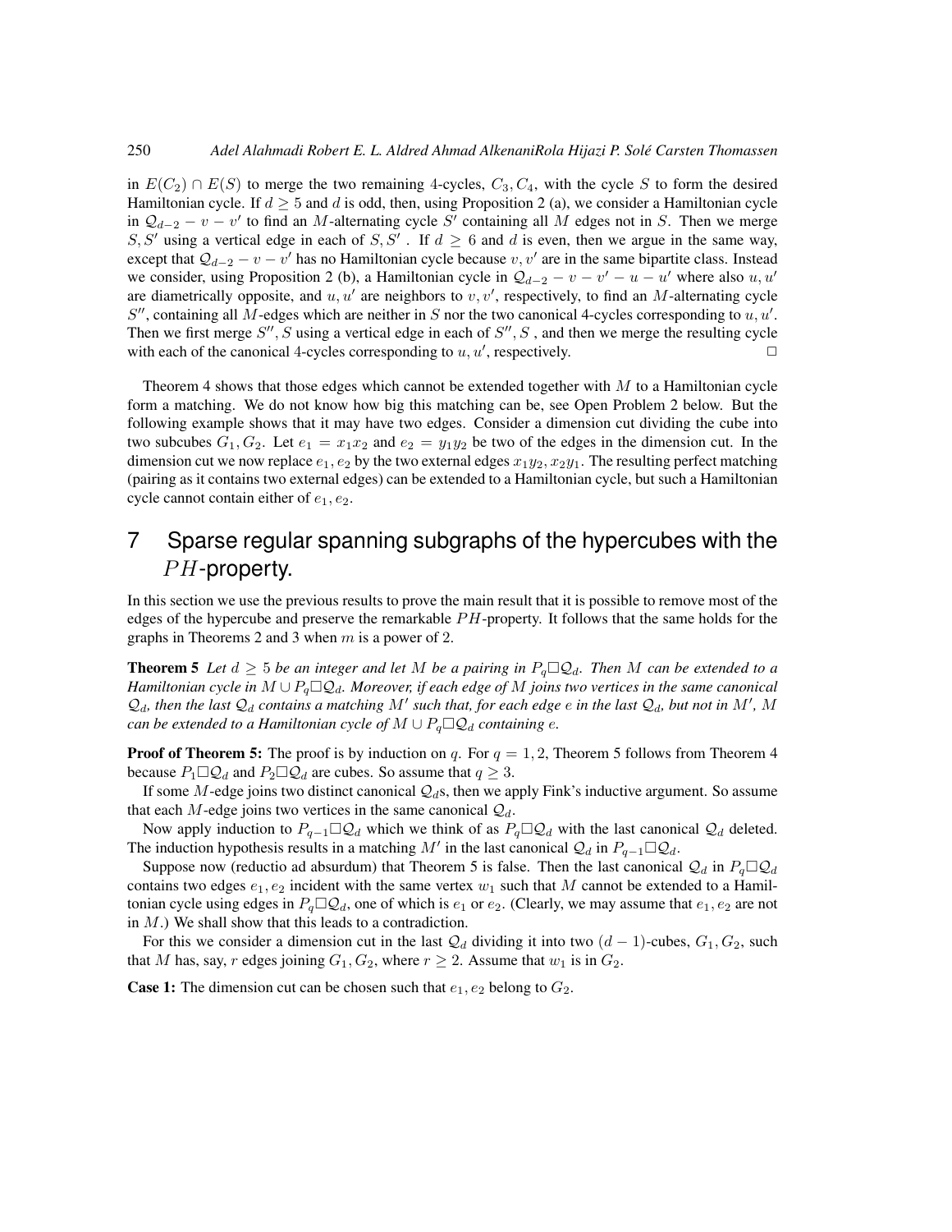in $E(C_2) \cap E(S)$ to merge the two remaining 4-cycles, $C_3, C_4$, with the cycle $S$ to form the desired Hamiltonian cycle. If $d \geq 5$ and $d$ is odd, then, using Proposition 2 (a), we consider a Hamiltonian cycle in $\mathcal{Q}_{d-2} - v - v'$ to find an $M$-alternating cycle $S'$ containing all $M$ edges not in $S$. Then we merge $S, S'$ using a vertical edge in each of $S, S'$ . If $d \geq 6$ and $d$ is even, then we argue in the same way, except that $\mathcal{Q}_{d-2} - v - v'$ has no Hamiltonian cycle because $v, v'$ are in the same bipartite class. Instead we consider, using Proposition 2 (b), a Hamiltonian cycle in $\mathcal{Q}_{d-2} - v - v' - u - u'$ where also $u, u'$ are diametrically opposite, and $u, u'$ are neighbors to $v, v'$, respectively, to find an $M$-alternating cycle $S''$, containing all $M$-edges which are neither in $S$ nor the two canonical 4-cycles corresponding to $u, u'$. Then we first merge $S'', S$ using a vertical edge in each of $S'', S$ , and then we merge the resulting cycle with each of the canonical 4-cycles corresponding to $u, u'$, respectively. □

Theorem 4 shows that those edges which cannot be extended together with $M$ to a Hamiltonian cycle form a matching. We do not know how big this matching can be, see Open Problem 2 below. But the following example shows that it may have two edges. Consider a dimension cut dividing the cube into two subcubes $G_1, G_2$. Let $e_1 = x_1x_2$ and $e_2 = y_1y_2$ be two of the edges in the dimension cut. In the dimension cut we now replace $e_1, e_2$ by the two external edges $x_1y_2, x_2y_1$. The resulting perfect matching (pairing as it contains two external edges) can be extended to a Hamiltonian cycle, but such a Hamiltonian cycle cannot contain either of $e_1, e_2$.

## 7 Sparse regular spanning subgraphs of the hypercubes with the $PH$-property.

In this section we use the previous results to prove the main result that it is possible to remove most of the edges of the hypercube and preserve the remarkable $PH$-property. It follows that the same holds for the graphs in Theorems 2 and 3 when $m$ is a power of 2.

**Theorem 5** *Let $d \geq 5$ be an integer and let $M$ be a pairing in $P_q \square \mathcal{Q}_d$. Then $M$ can be extended to a Hamiltonian cycle in $M \cup P_q \square \mathcal{Q}_d$. Moreover, if each edge of $M$ joins two vertices in the same canonical $\mathcal{Q}_d$, then the last $\mathcal{Q}_d$ contains a matching $M'$ such that, for each edge $e$ in the last $\mathcal{Q}_d$, but not in $M'$, $M$ can be extended to a Hamiltonian cycle of $M \cup P_q \square \mathcal{Q}_d$ containing $e$.*

**Proof of Theorem 5:** The proof is by induction on $q$. For $q = 1, 2$, Theorem 5 follows from Theorem 4 because $P_1 \square \mathcal{Q}_d$ and $P_2 \square \mathcal{Q}_d$ are cubes. So assume that $q \geq 3$.

If some $M$-edge joins two distinct canonical $\mathcal{Q}_d$s, then we apply Fink's inductive argument. So assume that each $M$-edge joins two vertices in the same canonical $\mathcal{Q}_d$.

Now apply induction to $P_{q-1} \square \mathcal{Q}_d$ which we think of as $P_q \square \mathcal{Q}_d$ with the last canonical $\mathcal{Q}_d$ deleted. The induction hypothesis results in a matching $M'$ in the last canonical $\mathcal{Q}_d$ in $P_{q-1} \square \mathcal{Q}_d$.

Suppose now (reductio ad absurdum) that Theorem 5 is false. Then the last canonical $\mathcal{Q}_d$ in $P_q \square \mathcal{Q}_d$ contains two edges $e_1, e_2$ incident with the same vertex $w_1$ such that $M$ cannot be extended to a Hamiltonian cycle using edges in $P_q \square \mathcal{Q}_d$, one of which is $e_1$ or $e_2$. (Clearly, we may assume that $e_1, e_2$ are not in $M$.) We shall show that this leads to a contradiction.

For this we consider a dimension cut in the last $\mathcal{Q}_d$ dividing it into two $(d-1)$-cubes, $G_1, G_2$, such that $M$ has, say, $r$ edges joining $G_1, G_2$, where $r \geq 2$. Assume that $w_1$ is in $G_2$.

**Case 1:** The dimension cut can be chosen such that $e_1, e_2$ belong to $G_2$.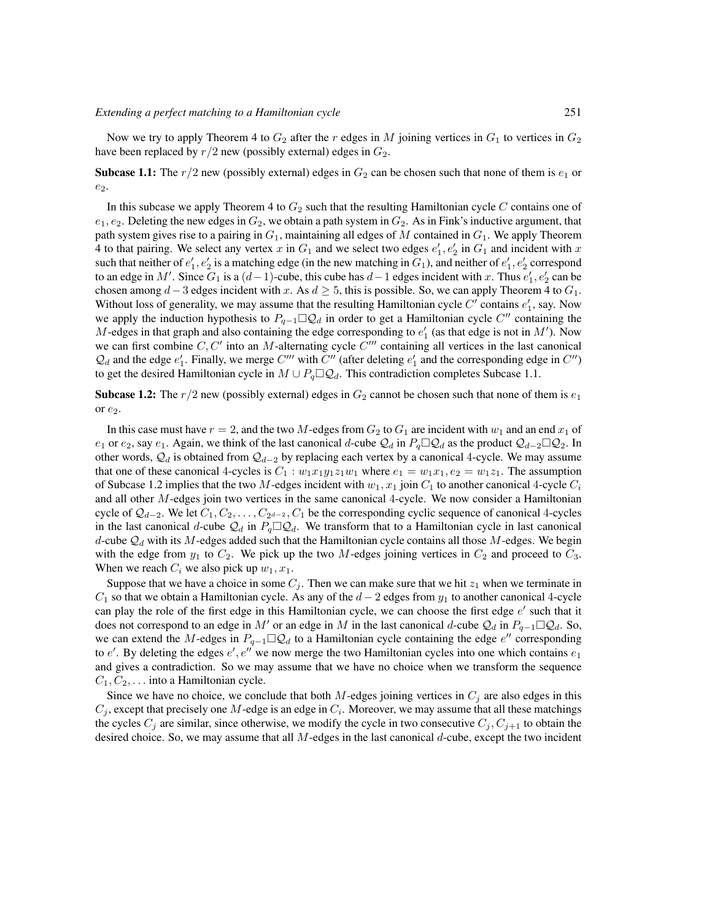Now we try to apply Theorem 4 to $G_2$ after the $r$ edges in $M$ joining vertices in $G_1$ to vertices in $G_2$ have been replaced by $r/2$ new (possibly external) edges in $G_2$.

**Subcase 1.1:** The $r/2$ new (possibly external) edges in $G_2$ can be chosen such that none of them is $e_1$ or $e_2$.

In this subcase we apply Theorem 4 to $G_2$ such that the resulting Hamiltonian cycle $C$ contains one of $e_1, e_2$. Deleting the new edges in $G_2$, we obtain a path system in $G_2$. As in Fink's inductive argument, that path system gives rise to a pairing in $G_1$, maintaining all edges of $M$ contained in $G_1$. We apply Theorem 4 to that pairing. We select any vertex $x$ in $G_1$ and we select two edges $e'_1, e'_2$ in $G_1$ and incident with $x$ such that neither of $e'_1, e'_2$ is a matching edge (in the new matching in $G_1$), and neither of $e'_1, e'_2$ correspond to an edge in $M'$. Since $G_1$ is a $(d-1)$-cube, this cube has $d-1$ edges incident with $x$. Thus $e'_1, e'_2$ can be chosen among $d-3$ edges incident with $x$. As $d \geq 5$, this is possible. So, we can apply Theorem 4 to $G_1$. Without loss of generality, we may assume that the resulting Hamiltonian cycle $C'$ contains $e'_1$, say. Now we apply the induction hypothesis to $P_{q-1}\Box\mathcal{Q}_d$ in order to get a Hamiltonian cycle $C''$ containing the $M$-edges in that graph and also containing the edge corresponding to $e'_1$ (as that edge is not in $M'$). Now we can first combine $C, C'$ into an $M$-alternating cycle $C'''$ containing all vertices in the last canonical $\mathcal{Q}_d$ and the edge $e'_1$. Finally, we merge $C'''$ with $C''$ (after deleting $e'_1$ and the corresponding edge in $C''$) to get the desired Hamiltonian cycle in $M \cup P_q\Box\mathcal{Q}_d$. This contradiction completes Subcase 1.1.

**Subcase 1.2:** The $r/2$ new (possibly external) edges in $G_2$ cannot be chosen such that none of them is $e_1$ or $e_2$.

In this case must have $r = 2$, and the two $M$-edges from $G_2$ to $G_1$ are incident with $w_1$ and an end $x_1$ of $e_1$ or $e_2$, say $e_1$. Again, we think of the last canonical $d$-cube $\mathcal{Q}_d$ in $P_q\Box\mathcal{Q}_d$ as the product $\mathcal{Q}_{d-2}\Box\mathcal{Q}_2$. In other words, $\mathcal{Q}_d$ is obtained from $\mathcal{Q}_{d-2}$ by replacing each vertex by a canonical 4-cycle. We may assume that one of these canonical 4-cycles is $C_1 : w_1x_1y_1z_1w_1$ where $e_1 = w_1x_1, e_2 = w_1z_1$. The assumption of Subcase 1.2 implies that the two $M$-edges incident with $w_1, x_1$ join $C_1$ to another canonical 4-cycle $C_i$ and all other $M$-edges join two vertices in the same canonical 4-cycle. We now consider a Hamiltonian cycle of $\mathcal{Q}_{d-2}$. We let $C_1, C_2, \ldots, C_{2^{d-2}}, C_1$ be the corresponding cyclic sequence of canonical 4-cycles in the last canonical $d$-cube $\mathcal{Q}_d$ in $P_q\Box\mathcal{Q}_d$. We transform that to a Hamiltonian cycle in last canonical $d$-cube $\mathcal{Q}_d$ with its $M$-edges added such that the Hamiltonian cycle contains all those $M$-edges. We begin with the edge from $y_1$ to $C_2$. We pick up the two $M$-edges joining vertices in $C_2$ and proceed to $C_3$. When we reach $C_i$ we also pick up $w_1, x_1$.

Suppose that we have a choice in some $C_j$. Then we can make sure that we hit $z_1$ when we terminate in $C_1$ so that we obtain a Hamiltonian cycle. As any of the $d-2$ edges from $y_1$ to another canonical 4-cycle can play the role of the first edge in this Hamiltonian cycle, we can choose the first edge $e'$ such that it does not correspond to an edge in $M'$ or an edge in $M$ in the last canonical $d$-cube $\mathcal{Q}_d$ in $P_{q-1}\Box\mathcal{Q}_d$. So, we can extend the $M$-edges in $P_{q-1}\Box\mathcal{Q}_d$ to a Hamiltonian cycle containing the edge $e''$ corresponding to $e'$. By deleting the edges $e', e''$ we now merge the two Hamiltonian cycles into one which contains $e_1$ and gives a contradiction. So we may assume that we have no choice when we transform the sequence $C_1, C_2, \ldots$ into a Hamiltonian cycle.

Since we have no choice, we conclude that both $M$-edges joining vertices in $C_j$ are also edges in this $C_j$, except that precisely one $M$-edge is an edge in $C_i$. Moreover, we may assume that all these matchings the cycles $C_j$ are similar, since otherwise, we modify the cycle in two consecutive $C_j, C_{j+1}$ to obtain the desired choice. So, we may assume that all $M$-edges in the last canonical $d$-cube, except the two incident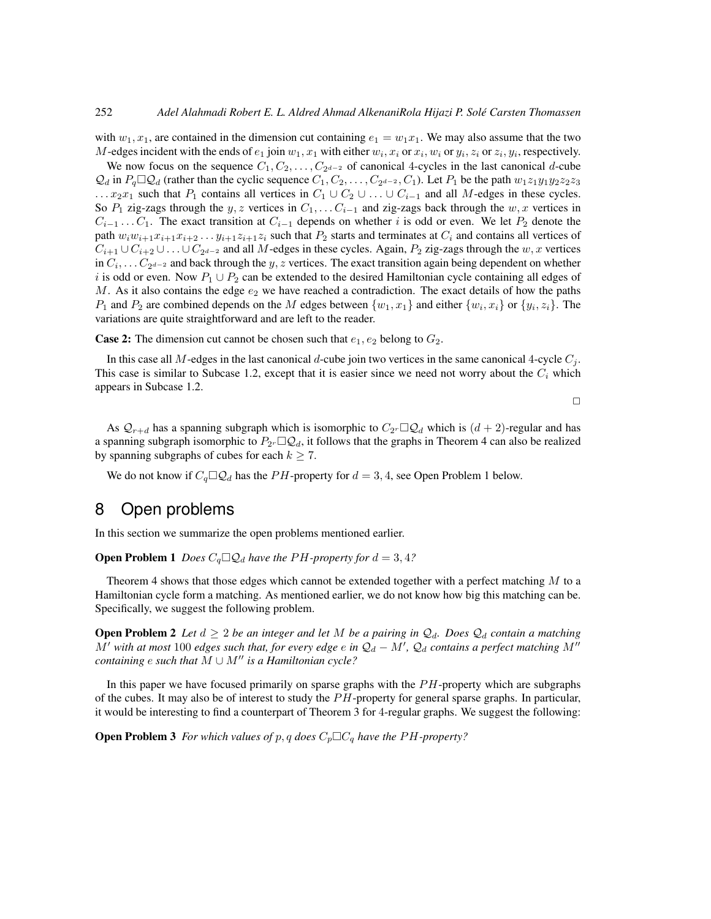with $w_1, x_1$, are contained in the dimension cut containing $e_1 = w_1x_1$. We may also assume that the two $M$-edges incident with the ends of $e_1$ join $w_1, x_1$ with either $w_i, x_i$ or $x_i, w_i$ or $y_i, z_i$ or $z_i, y_i$, respectively.

We now focus on the sequence $C_1, C_2, \ldots, C_{2^{d-2}}$ of canonical 4-cycles in the last canonical $d$-cube $\mathcal{Q}_d$ in $P_q \square \mathcal{Q}_d$ (rather than the cyclic sequence $C_1, C_2, \ldots, C_{2^{d-2}}, C_1$). Let $P_1$ be the path $w_1z_1y_1y_2z_2z_3 \ldots x_2x_1$ such that $P_1$ contains all vertices in $C_1 \cup C_2 \cup \ldots \cup C_{i-1}$ and all $M$-edges in these cycles. So $P_1$ zig-zags through the $y, z$ vertices in $C_1, \ldots C_{i-1}$ and zig-zags back through the $w, x$ vertices in $C_{i-1} \ldots C_1$. The exact transition at $C_{i-1}$ depends on whether $i$ is odd or even. We let $P_2$ denote the path $w_iw_{i+1}x_{i+1}x_{i+2} \ldots y_{i+1}z_{i+1}z_i$ such that $P_2$ starts and terminates at $C_i$ and contains all vertices of $C_{i+1} \cup C_{i+2} \cup \ldots \cup C_{2^{d-2}}$ and all $M$-edges in these cycles. Again, $P_2$ zig-zags through the $w, x$ vertices in $C_i, \ldots C_{2^{d-2}}$ and back through the $y, z$ vertices. The exact transition again being dependent on whether $i$ is odd or even. Now $P_1 \cup P_2$ can be extended to the desired Hamiltonian cycle containing all edges of $M$. As it also contains the edge $e_2$ we have reached a contradiction. The exact details of how the paths $P_1$ and $P_2$ are combined depends on the $M$ edges between $\{w_1, x_1\}$ and either $\{w_i, x_i\}$ or $\{y_i, z_i\}$. The variations are quite straightforward and are left to the reader.

**Case 2:** The dimension cut cannot be chosen such that $e_1, e_2$ belong to $G_2$.

In this case all $M$-edges in the last canonical $d$-cube join two vertices in the same canonical 4-cycle $C_j$. This case is similar to Subcase 1.2, except that it is easier since we need not worry about the $C_i$ which appears in Subcase 1.2.

□

As $\mathcal{Q}_{r+d}$ has a spanning subgraph which is isomorphic to $C_{2^r} \square \mathcal{Q}_d$ which is $(d+2)$-regular and has a spanning subgraph isomorphic to $P_{2^r} \square \mathcal{Q}_d$, it follows that the graphs in Theorem 4 can also be realized by spanning subgraphs of cubes for each $k \geq 7$.

We do not know if $C_q \square \mathcal{Q}_d$ has the $PH$-property for $d = 3, 4$, see Open Problem 1 below.

# 8 Open problems

In this section we summarize the open problems mentioned earlier.

**Open Problem 1** *Does $C_q \square \mathcal{Q}_d$ have the $PH$-property for $d = 3, 4$?*

Theorem 4 shows that those edges which cannot be extended together with a perfect matching $M$ to a Hamiltonian cycle form a matching. As mentioned earlier, we do not know how big this matching can be. Specifically, we suggest the following problem.

**Open Problem 2** *Let $d \geq 2$ be an integer and let $M$ be a pairing in $\mathcal{Q}_d$. Does $\mathcal{Q}_d$ contain a matching $M'$ with at most 100 edges such that, for every edge $e$ in $\mathcal{Q}_d - M'$, $\mathcal{Q}_d$ contains a perfect matching $M''$ containing $e$ such that $M \cup M''$ is a Hamiltonian cycle?*

In this paper we have focused primarily on sparse graphs with the $PH$-property which are subgraphs of the cubes. It may also be of interest to study the $PH$-property for general sparse graphs. In particular, it would be interesting to find a counterpart of Theorem 3 for 4-regular graphs. We suggest the following:

**Open Problem 3** *For which values of $p, q$ does $C_p \square C_q$ have the $PH$-property?*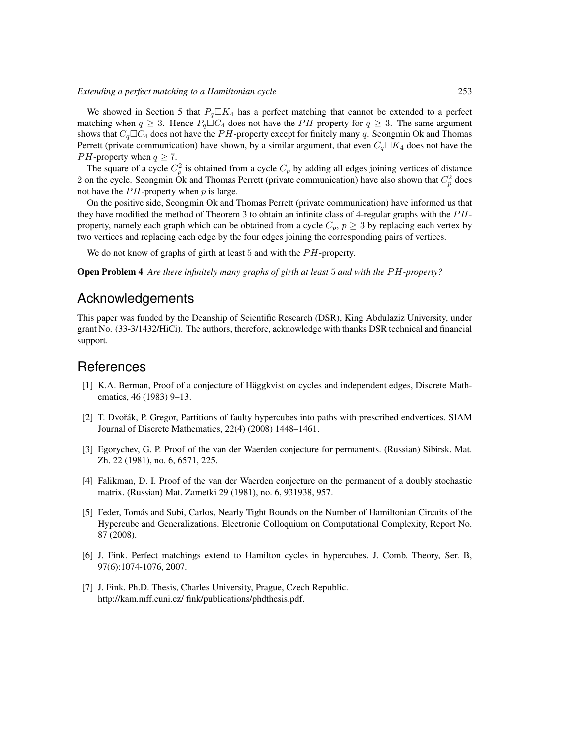We showed in Section 5 that $P_q \square K_4$ has a perfect matching that cannot be extended to a perfect matching when $q \geq 3$. Hence $P_q \square C_4$ does not have the $PH$-property for $q \geq 3$. The same argument shows that $C_q \square C_4$ does not have the $PH$-property except for finitely many $q$. Seongmin Ok and Thomas Perrett (private communication) have shown, by a similar argument, that even $C_q \square K_4$ does not have the $PH$-property when $q \geq 7$.

The square of a cycle $C_p^2$ is obtained from a cycle $C_p$ by adding all edges joining vertices of distance 2 on the cycle. Seongmin Ok and Thomas Perrett (private communication) have also shown that $C_p^2$ does not have the $PH$-property when $p$ is large.

On the positive side, Seongmin Ok and Thomas Perrett (private communication) have informed us that they have modified the method of Theorem 3 to obtain an infinite class of 4-regular graphs with the $PH$-property, namely each graph which can be obtained from a cycle $C_p$, $p \geq 3$ by replacing each vertex by two vertices and replacing each edge by the four edges joining the corresponding pairs of vertices.

We do not know of graphs of girth at least 5 and with the $PH$-property.

**Open Problem 4** *Are there infinitely many graphs of girth at least* 5 *and with the* $PH$*-property?*

## Acknowledgements

This paper was funded by the Deanship of Scientific Research (DSR), King Abdulaziz University, under grant No. (33-3/1432/HiCi). The authors, therefore, acknowledge with thanks DSR technical and financial support.

## References

[1] K.A. Berman, Proof of a conjecture of Häggkvist on cycles and independent edges, Discrete Mathematics, 46 (1983) 9–13.

[2] T. Dvořák, P. Gregor, Partitions of faulty hypercubes into paths with prescribed endvertices. SIAM Journal of Discrete Mathematics, 22(4) (2008) 1448–1461.

[3] Egorychev, G. P. Proof of the van der Waerden conjecture for permanents. (Russian) Sibirsk. Mat. Zh. 22 (1981), no. 6, 6571, 225.

[4] Falikman, D. I. Proof of the van der Waerden conjecture on the permanent of a doubly stochastic matrix. (Russian) Mat. Zametki 29 (1981), no. 6, 931938, 957.

[5] Feder, Tomás and Subi, Carlos, Nearly Tight Bounds on the Number of Hamiltonian Circuits of the Hypercube and Generalizations. Electronic Colloquium on Computational Complexity, Report No. 87 (2008).

[6] J. Fink. Perfect matchings extend to Hamilton cycles in hypercubes. J. Comb. Theory, Ser. B, 97(6):1074-1076, 2007.

[7] J. Fink. Ph.D. Thesis, Charles University, Prague, Czech Republic. http://kam.mff.cuni.cz/ fink/publications/phdthesis.pdf.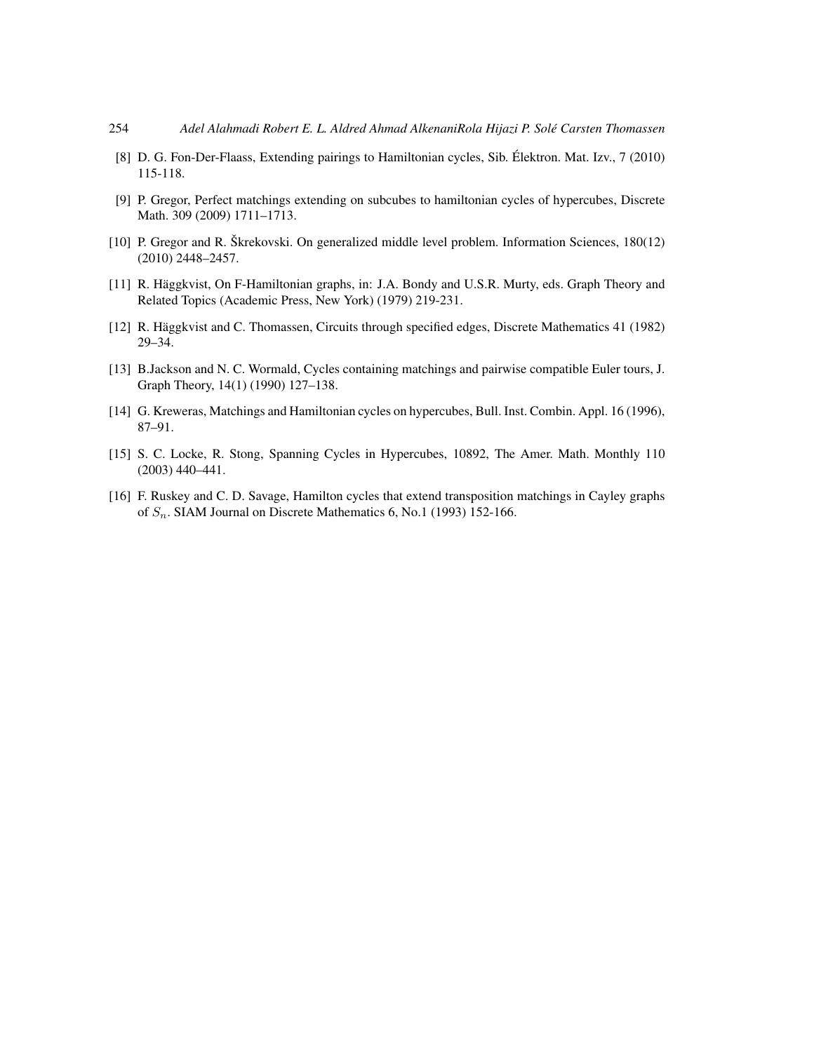[8] D. G. Fon-Der-Flaass, Extending pairings to Hamiltonian cycles, Sib. Élektron. Mat. Izv., 7 (2010) 115-118.

[9] P. Gregor, Perfect matchings extending on subcubes to hamiltonian cycles of hypercubes, Discrete Math. 309 (2009) 1711–1713.

[10] P. Gregor and R. Škrekovski. On generalized middle level problem. Information Sciences, 180(12) (2010) 2448–2457.

[11] R. Häggkvist, On F-Hamiltonian graphs, in: J.A. Bondy and U.S.R. Murty, eds. Graph Theory and Related Topics (Academic Press, New York) (1979) 219-231.

[12] R. Häggkvist and C. Thomassen, Circuits through specified edges, Discrete Mathematics 41 (1982) 29–34.

[13] B.Jackson and N. C. Wormald, Cycles containing matchings and pairwise compatible Euler tours, J. Graph Theory, 14(1) (1990) 127–138.

[14] G. Kreweras, Matchings and Hamiltonian cycles on hypercubes, Bull. Inst. Combin. Appl. 16 (1996), 87–91.

[15] S. C. Locke, R. Stong, Spanning Cycles in Hypercubes, 10892, The Amer. Math. Monthly 110 (2003) 440–441.

[16] F. Ruskey and C. D. Savage, Hamilton cycles that extend transposition matchings in Cayley graphs of $S_n$. SIAM Journal on Discrete Mathematics 6, No.1 (1993) 152-166.